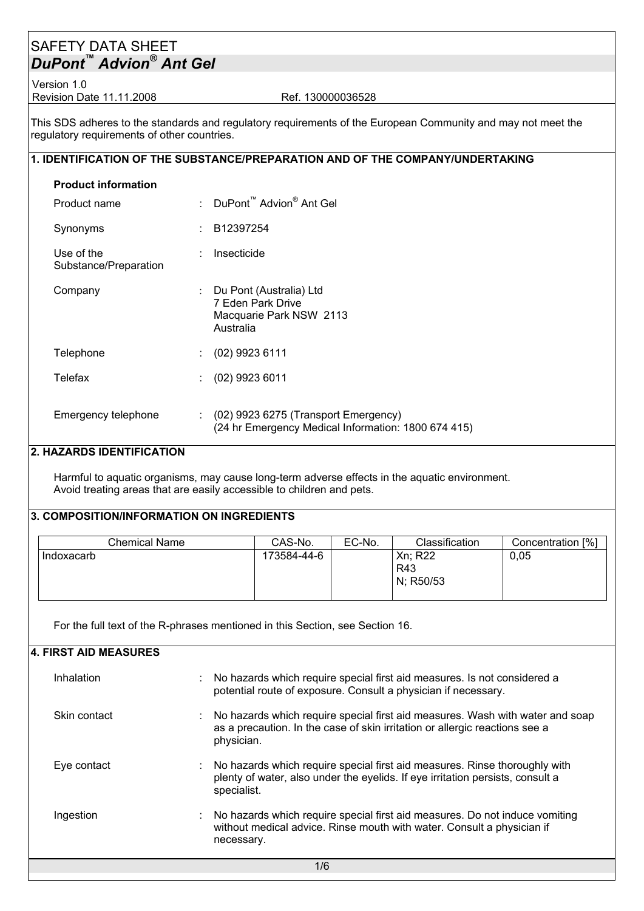# SAFETY DATA SHEET

## *DuPont™ Advion® Ant Gel*

Version 1.0
Revision Date 11.11.2008 Ref. 130000036528

This SDS adheres to the standards and regulatory requirements of the European Community and may not meet the regulatory requirements of other countries.

## 1. IDENTIFICATION OF THE SUBSTANCE/PREPARATION AND OF THE COMPANY/UNDERTAKING

**Product information**

| | | |
|---|---|---|
| Product name | : | DuPont™ Advion® Ant Gel |
| Synonyms | : | B12397254 |
| Use of the Substance/Preparation | : | Insecticide |
| Company | : | Du Pont (Australia) Ltd<br>7 Eden Park Drive<br>Macquarie Park NSW 2113<br>Australia |
| Telephone | : | (02) 9923 6111 |
| Telefax | : | (02) 9923 6011 |
| Emergency telephone | : | (02) 9923 6275 (Transport Emergency)<br>(24 hr Emergency Medical Information: 1800 674 415) |

## 2. HAZARDS IDENTIFICATION

Harmful to aquatic organisms, may cause long-term adverse effects in the aquatic environment.
Avoid treating areas that are easily accessible to children and pets.

## 3. COMPOSITION/INFORMATION ON INGREDIENTS

| Chemical Name | CAS-No. | EC-No. | Classification | Concentration [%] |
|---|---|---|---|---|
| Indoxacarb | 173584-44-6 | | Xn; R22<br>R43<br>N; R50/53 | 0,05 |

For the full text of the R-phrases mentioned in this Section, see Section 16.

## 4. FIRST AID MEASURES

| | | |
|---|---|---|
| Inhalation | : | No hazards which require special first aid measures. Is not considered a potential route of exposure. Consult a physician if necessary. |
| Skin contact | : | No hazards which require special first aid measures. Wash with water and soap as a precaution. In the case of skin irritation or allergic reactions see a physician. |
| Eye contact | : | No hazards which require special first aid measures. Rinse thoroughly with plenty of water, also under the eyelids. If eye irritation persists, consult a specialist. |
| Ingestion | : | No hazards which require special first aid measures. Do not induce vomiting without medical advice. Rinse mouth with water. Consult a physician if necessary. |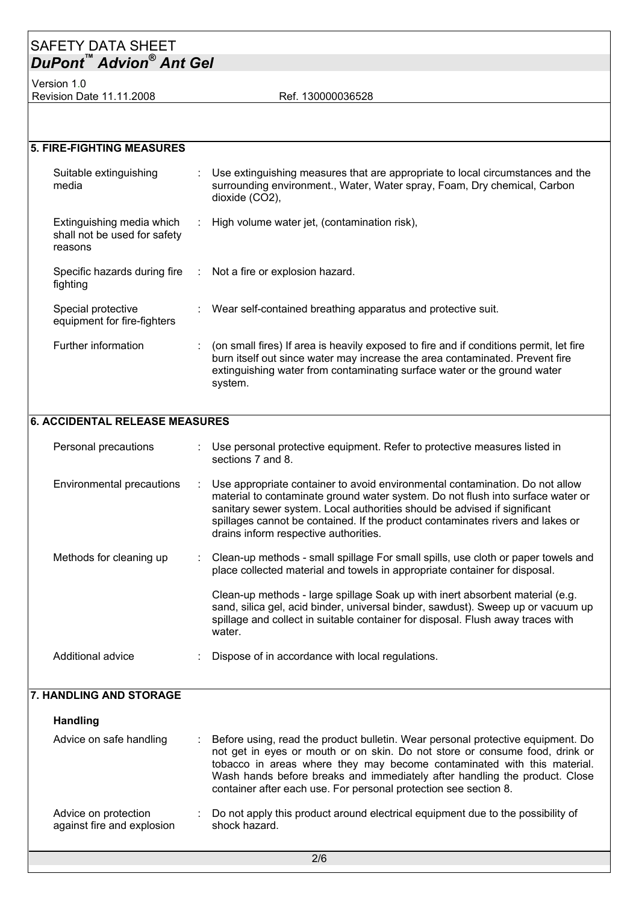## 5. FIRE-FIGHTING MEASURES

| | |
|---|---|
| Suitable extinguishing media | Use extinguishing measures that are appropriate to local circumstances and the surrounding environment., Water, Water spray, Foam, Dry chemical, Carbon dioxide ($CO_2$), |
| Extinguishing media which shall not be used for safety reasons | High volume water jet, (contamination risk), |
| Specific hazards during fire fighting | Not a fire or explosion hazard. |
| Special protective equipment for fire-fighters | Wear self-contained breathing apparatus and protective suit. |
| Further information | (on small fires) If area is heavily exposed to fire and if conditions permit, let fire burn itself out since water may increase the area contaminated. Prevent fire extinguishing water from contaminating surface water or the ground water system. |

## 6. ACCIDENTAL RELEASE MEASURES

| | |
|---|---|
| Personal precautions | Use personal protective equipment. Refer to protective measures listed in sections 7 and 8. |
| Environmental precautions | Use appropriate container to avoid environmental contamination. Do not allow material to contaminate ground water system. Do not flush into surface water or sanitary sewer system. Local authorities should be advised if significant spillages cannot be contained. If the product contaminates rivers and lakes or drains inform respective authorities. |
| Methods for cleaning up | Clean-up methods - small spillage For small spills, use cloth or paper towels and place collected material and towels in appropriate container for disposal.<br><br>Clean-up methods - large spillage Soak up with inert absorbent material (e.g. sand, silica gel, acid binder, universal binder, sawdust). Sweep up or vacuum up spillage and collect in suitable container for disposal. Flush away traces with water. |
| Additional advice | Dispose of in accordance with local regulations. |

## 7. HANDLING AND STORAGE

### Handling

| | |
|---|---|
| Advice on safe handling | Before using, read the product bulletin. Wear personal protective equipment. Do not get in eyes or mouth or on skin. Do not store or consume food, drink or tobacco in areas where they may become contaminated with this material. Wash hands before breaks and immediately after handling the product. Close container after each use. For personal protection see section 8. |
| Advice on protection against fire and explosion | Do not apply this product around electrical equipment due to the possibility of shock hazard. |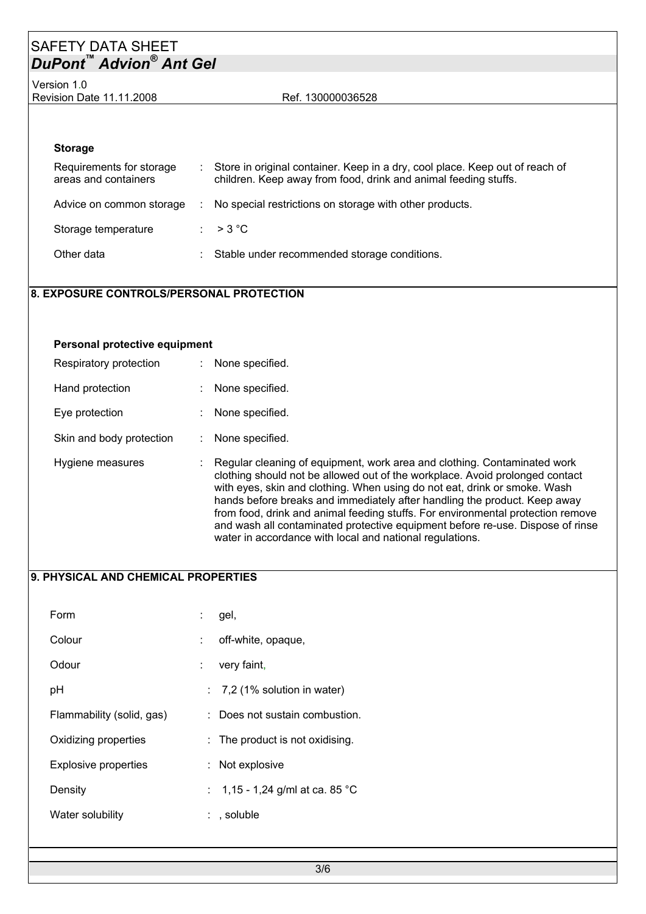**Storage**

| | |
|---|---|
| Requirements for storage areas and containers | : Store in original container. Keep in a dry, cool place. Keep out of reach of children. Keep away from food, drink and animal feeding stuffs. |
| Advice on common storage | : No special restrictions on storage with other products. |
| Storage temperature | : > 3 °C |
| Other data | : Stable under recommended storage conditions. |

## 8. EXPOSURE CONTROLS/PERSONAL PROTECTION

**Personal protective equipment**

| | |
|---|---|
| Respiratory protection | : None specified. |
| Hand protection | : None specified. |
| Eye protection | : None specified. |
| Skin and body protection | : None specified. |
| Hygiene measures | : Regular cleaning of equipment, work area and clothing. Contaminated work clothing should not be allowed out of the workplace. Avoid prolonged contact with eyes, skin and clothing. When using do not eat, drink or smoke. Wash hands before breaks and immediately after handling the product. Keep away from food, drink and animal feeding stuffs. For environmental protection remove and wash all contaminated protective equipment before re-use. Dispose of rinse water in accordance with local and national regulations. |

## 9. PHYSICAL AND CHEMICAL PROPERTIES

| | |
|---|---|
| Form | : gel, |
| Colour | : off-white, opaque, |
| Odour | : very faint, |
| pH | : 7,2 (1% solution in water) |
| Flammability (solid, gas) | : Does not sustain combustion. |
| Oxidizing properties | : The product is not oxidising. |
| Explosive properties | : Not explosive |
| Density | : 1,15 - 1,24 g/ml at ca. 85 °C |
| Water solubility | : , soluble |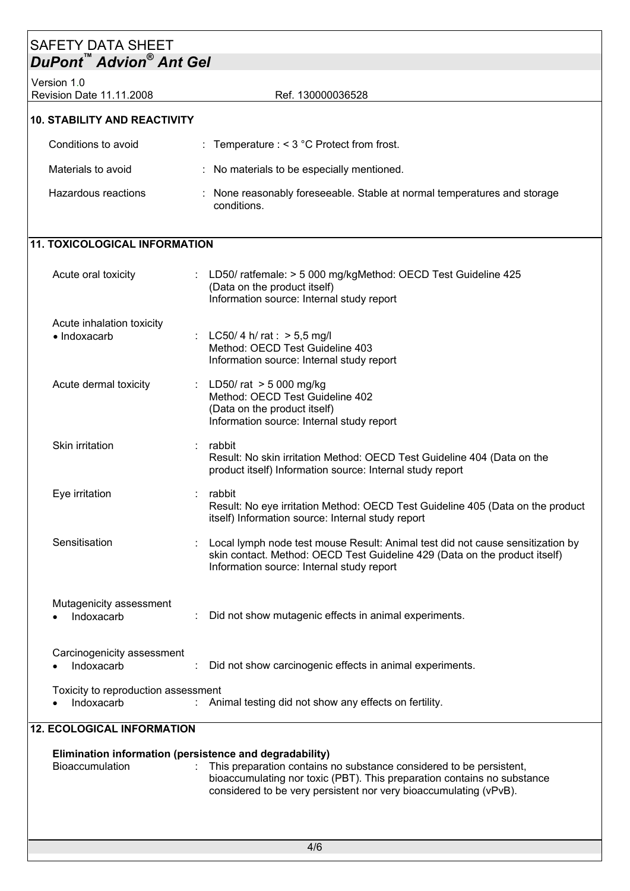## 10. STABILITY AND REACTIVITY

| | |
|---|---|
| Conditions to avoid | : Temperature : < 3 °C Protect from frost. |
| Materials to avoid | : No materials to be especially mentioned. |
| Hazardous reactions | : None reasonably foreseeable. Stable at normal temperatures and storage conditions. |

## 11. TOXICOLOGICAL INFORMATION

| | |
|---|---|
| Acute oral toxicity | : LD50/ ratfemale: > 5 000 mg/kgMethod: OECD Test Guideline 425<br>(Data on the product itself)<br>Information source: Internal study report |
| Acute inhalation toxicity<br>• Indoxacarb | : LC50/ 4 h/ rat : > 5,5 mg/l<br>Method: OECD Test Guideline 403<br>Information source: Internal study report |
| Acute dermal toxicity | : LD50/ rat > 5 000 mg/kg<br>Method: OECD Test Guideline 402<br>(Data on the product itself)<br>Information source: Internal study report |
| Skin irritation | : rabbit<br>Result: No skin irritation Method: OECD Test Guideline 404 (Data on the product itself) Information source: Internal study report |
| Eye irritation | : rabbit<br>Result: No eye irritation Method: OECD Test Guideline 405 (Data on the product itself) Information source: Internal study report |
| Sensitisation | : Local lymph node test mouse Result: Animal test did not cause sensitization by skin contact. Method: OECD Test Guideline 429 (Data on the product itself) Information source: Internal study report |

Mutagenicity assessment

- Indoxacarb : Did not show mutagenic effects in animal experiments.

Carcinogenicity assessment

- Indoxacarb : Did not show carcinogenic effects in animal experiments.

Toxicity to reproduction assessment

- Indoxacarb : Animal testing did not show any effects on fertility.

## 12. ECOLOGICAL INFORMATION

**Elimination information (persistence and degradability)**

| | |
|---|---|
| Bioaccumulation | : This preparation contains no substance considered to be persistent, bioaccumulating nor toxic (PBT). This preparation contains no substance considered to be very persistent nor very bioaccumulating (vPvB). |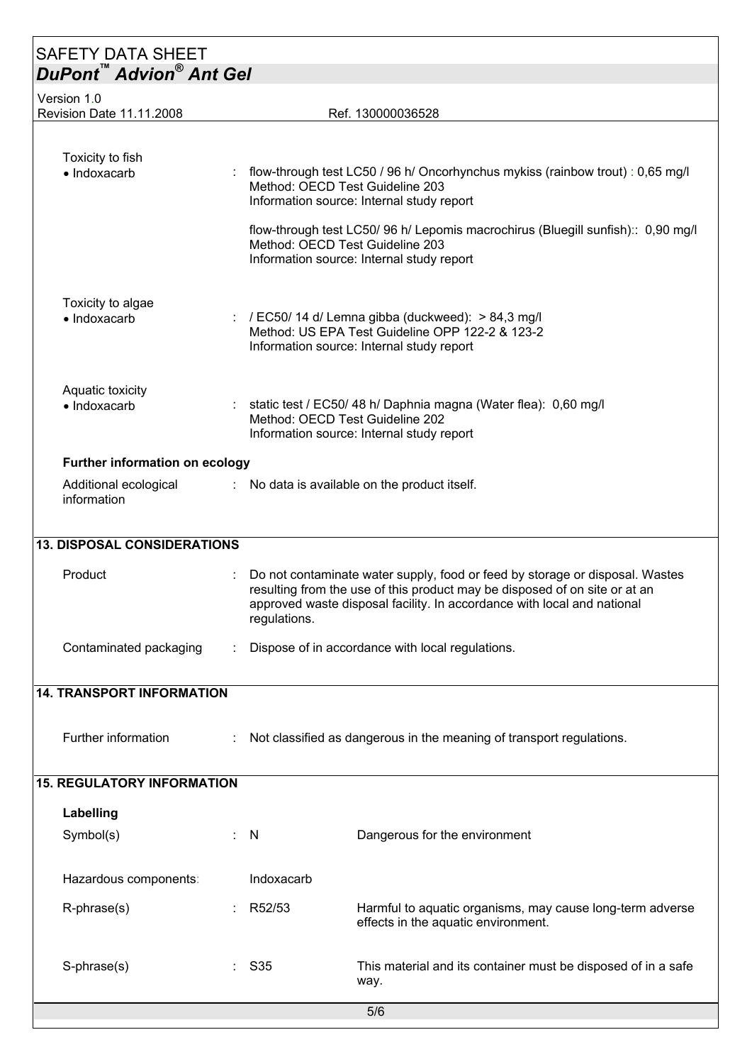Toxicity to fish

- Indoxacarb : flow-through test LC50 / 96 h/ Oncorhynchus mykiss (rainbow trout) : 0,65 mg/l
  Method: OECD Test Guideline 203
  Information source: Internal study report

  flow-through test LC50/ 96 h/ Lepomis macrochirus (Bluegill sunfish):: 0,90 mg/l
  Method: OECD Test Guideline 203
  Information source: Internal study report

Toxicity to algae

- Indoxacarb : / EC50/ 14 d/ Lemna gibba (duckweed): > 84,3 mg/l
  Method: US EPA Test Guideline OPP 122-2 & 123-2
  Information source: Internal study report

Aquatic toxicity

- Indoxacarb : static test / EC50/ 48 h/ Daphnia magna (Water flea): 0,60 mg/l
  Method: OECD Test Guideline 202
  Information source: Internal study report

**Further information on ecology**

Additional ecological information : No data is available on the product itself.

## 13. DISPOSAL CONSIDERATIONS

Product : Do not contaminate water supply, food or feed by storage or disposal. Wastes resulting from the use of this product may be disposed of on site or at an approved waste disposal facility. In accordance with local and national regulations.

Contaminated packaging : Dispose of in accordance with local regulations.

## 14. TRANSPORT INFORMATION

Further information : Not classified as dangerous in the meaning of transport regulations.

## 15. REGULATORY INFORMATION

**Labelling**

| | | | |
|---|---|---|---|
| Symbol(s) | : | N | Dangerous for the environment |
| Hazardous components: | | Indoxacarb | |
| R-phrase(s) | : | R52/53 | Harmful to aquatic organisms, may cause long-term adverse effects in the aquatic environment. |
| S-phrase(s) | : | S35 | This material and its container must be disposed of in a safe way. |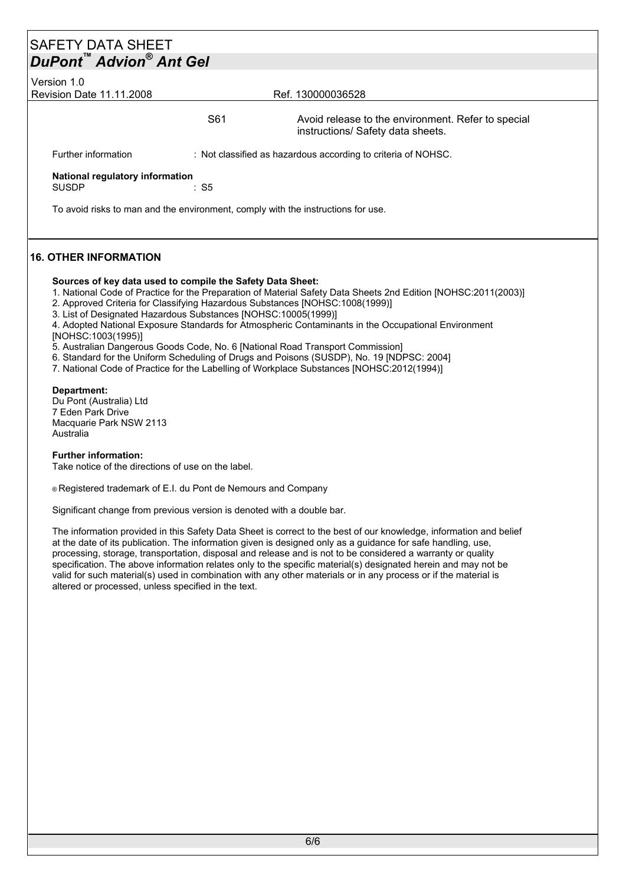| | |
|---|---|
| S61 | Avoid release to the environment. Refer to special instructions/ Safety data sheets. |

Further information : Not classified as hazardous according to criteria of NOHSC.

**National regulatory information**

SUSDP : S5

To avoid risks to man and the environment, comply with the instructions for use.

## 16. OTHER INFORMATION

**Sources of key data used to compile the Safety Data Sheet:**

1. National Code of Practice for the Preparation of Material Safety Data Sheets 2nd Edition [NOHSC:2011(2003)]
2. Approved Criteria for Classifying Hazardous Substances [NOHSC:1008(1999)]
3. List of Designated Hazardous Substances [NOHSC:10005(1999)]
4. Adopted National Exposure Standards for Atmospheric Contaminants in the Occupational Environment [NOHSC:1003(1995)]
5. Australian Dangerous Goods Code, No. 6 [National Road Transport Commission]
6. Standard for the Uniform Scheduling of Drugs and Poisons (SUSDP), No. 19 [NDPSC: 2004]
7. National Code of Practice for the Labelling of Workplace Substances [NOHSC:2012(1994)]

**Department:**
Du Pont (Australia) Ltd
7 Eden Park Drive
Macquarie Park NSW 2113
Australia

**Further information:**
Take notice of the directions of use on the label.

® Registered trademark of E.I. du Pont de Nemours and Company

Significant change from previous version is denoted with a double bar.

The information provided in this Safety Data Sheet is correct to the best of our knowledge, information and belief at the date of its publication. The information given is designed only as a guidance for safe handling, use, processing, storage, transportation, disposal and release and is not to be considered a warranty or quality specification. The above information relates only to the specific material(s) designated herein and may not be valid for such material(s) used in combination with any other materials or in any process or if the material is altered or processed, unless specified in the text.